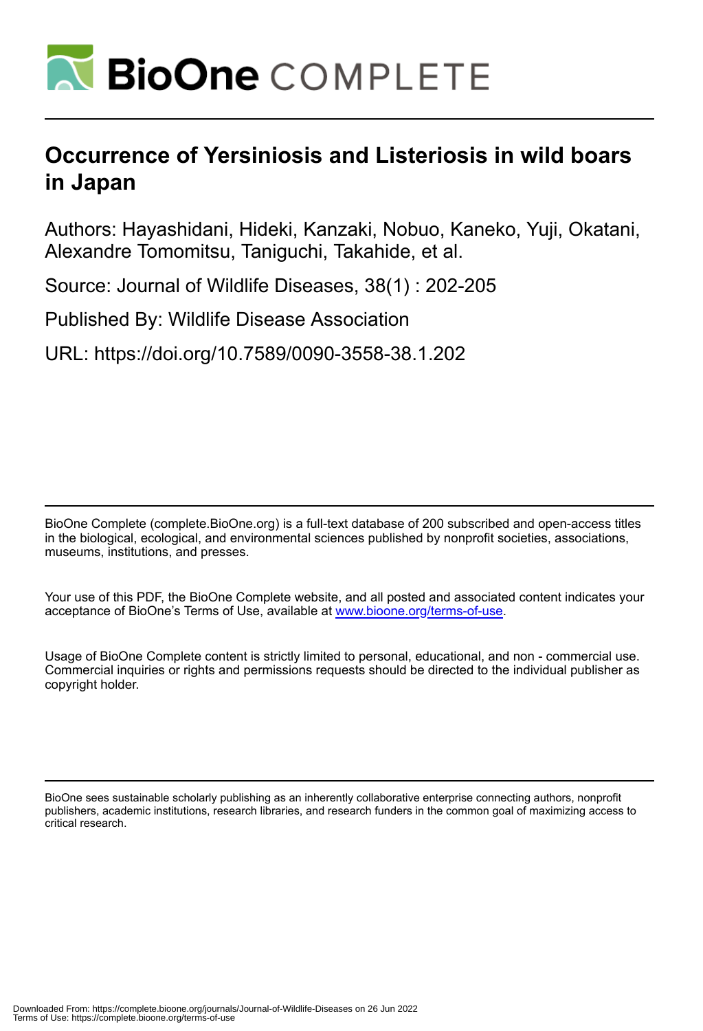# Occurrence of Yersiniosis and Listeriosis in wild boars in Japan

Authors: Hayashidani, Hideki, Kanzaki, Nobuo, Kaneko, Yuji, Okatani, Alexandre Tomomitsu, Taniguchi, Takahide, et al.

Source: Journal of Wildlife Diseases, 38(1) : 202-205

Published By: Wildlife Disease Association

URL: https://doi.org/10.7589/0090-3558-38.1.202

BioOne Complete (complete.BioOne.org) is a full-text database of 200 subscribed and open-access titles in the biological, ecological, and environmental sciences published by nonprofit societies, associations, museums, institutions, and presses.

Your use of this PDF, the BioOne Complete website, and all posted and associated content indicates your acceptance of BioOne's Terms of Use, available at www.bioone.org/terms-of-use.

Usage of BioOne Complete content is strictly limited to personal, educational, and non - commercial use. Commercial inquiries or rights and permissions requests should be directed to the individual publisher as copyright holder.

BioOne sees sustainable scholarly publishing as an inherently collaborative enterprise connecting authors, nonprofit publishers, academic institutions, research libraries, and research funders in the common goal of maximizing access to critical research.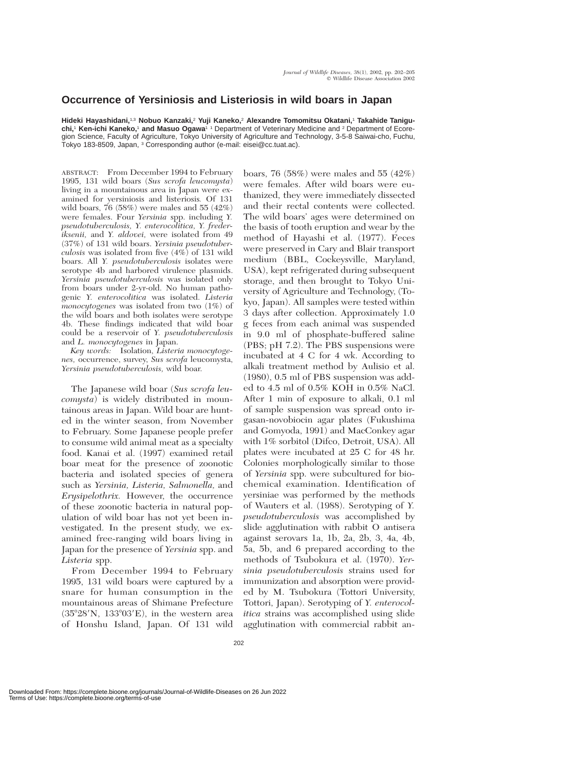# Occurrence of Yersiniosis and Listeriosis in wild boars in Japan

**Hideki Hayashidani,**[1,3] **Nobuo Kanzaki,**[2] **Yuji Kaneko,**[2] **Alexandre Tomomitsu Okatani,**[1] **Takahide Taniguchi,**[1] **Ken-ichi Kaneko,**[1] **and Masuo Ogawa**[1] [1] Department of Veterinary Medicine and [2] Department of Ecoregion Science, Faculty of Agriculture, Tokyo University of Agriculture and Technology, 3-5-8 Saiwai-cho, Fuchu, Tokyo 183-8509, Japan, [3] Corresponding author (e-mail: eisei@cc.tuat.ac).

ABSTRACT: From December 1994 to February 1995, 131 wild boars (*Sus scrofa leucomysta*) living in a mountainous area in Japan were examined for yersiniosis and listeriosis. Of 131 wild boars, 76 (58%) were males and 55 (42%) were females. Four *Yersinia* spp. including *Y. pseudotuberculosis, Y. enterocolitica, Y. frederiksenii,* and *Y. aldovei,* were isolated from 49 (37%) of 131 wild boars. *Yersinia pseudotuberculosis* was isolated from five (4%) of 131 wild boars. All *Y. pseudotuberculosis* isolates were serotype 4b and harbored virulence plasmids. *Yersinia pseudotuberculosis* was isolated only from boars under 2-yr-old. No human pathogenic *Y. enterocolitica* was isolated. *Listeria monocytogenes* was isolated from two (1%) of the wild boars and both isolates were serotype 4b. These findings indicated that wild boar could be a reservoir of *Y. pseudotuberculosis* and *L. monocytogenes* in Japan.

*Key words:* Isolation, *Listeria monocytogenes,* occurrence, survey, *Sus scrofa* leucomysta, *Yersinia pseudotuberculosis,* wild boar.

The Japanese wild boar (*Sus scrofa leucomysta*) is widely distributed in mountainous areas in Japan. Wild boar are hunted in the winter season, from November to February. Some Japanese people prefer to consume wild animal meat as a specialty food. Kanai et al. (1997) examined retail boar meat for the presence of zoonotic bacteria and isolated species of genera such as *Yersinia, Listeria, Salmonella,* and *Erysipelothrix.* However, the occurrence of these zoonotic bacteria in natural population of wild boar has not yet been investigated. In the present study, we examined free-ranging wild boars living in Japan for the presence of *Yersinia* spp. and *Listeria* spp.

From December 1994 to February 1995, 131 wild boars were captured by a snare for human consumption in the mountainous areas of Shimane Prefecture (35°28′N, 133°03′E), in the western area of Honshu Island, Japan. Of 131 wild boars, 76 (58%) were males and 55 (42%) were females. After wild boars were euthanized, they were immediately dissected and their rectal contents were collected. The wild boars' ages were determined on the basis of tooth eruption and wear by the method of Hayashi et al. (1977). Feces were preserved in Cary and Blair transport medium (BBL, Cockeysville, Maryland, USA), kept refrigerated during subsequent storage, and then brought to Tokyo University of Agriculture and Technology, (Tokyo, Japan). All samples were tested within 3 days after collection. Approximately 1.0 g feces from each animal was suspended in 9.0 ml of phosphate-buffered saline (PBS; pH 7.2). The PBS suspensions were incubated at 4 C for 4 wk. According to alkali treatment method by Aulisio et al. (1980), 0.5 ml of PBS suspension was added to 4.5 ml of 0.5% KOH in 0.5% NaCl. After 1 min of exposure to alkali, 0.1 ml of sample suspension was spread onto irgasan-novobiocin agar plates (Fukushima and Gomyoda, 1991) and MacConkey agar with 1% sorbitol (Difco, Detroit, USA). All plates were incubated at 25 C for 48 hr. Colonies morphologically similar to those of *Yersinia* spp. were subcultured for biochemical examination. Identification of yersiniae was performed by the methods of Wauters et al. (1988). Serotyping of *Y. pseudotuberculosis* was accomplished by slide agglutination with rabbit O antisera against serovars 1a, 1b, 2a, 2b, 3, 4a, 4b, 5a, 5b, and 6 prepared according to the methods of Tsubokura et al. (1970). *Yersinia pseudotuberculosis* strains used for immunization and absorption were provided by M. Tsubokura (Tottori University, Tottori, Japan). Serotyping of *Y. enterocolitica* strains was accomplished using slide agglutination with commercial rabbit an-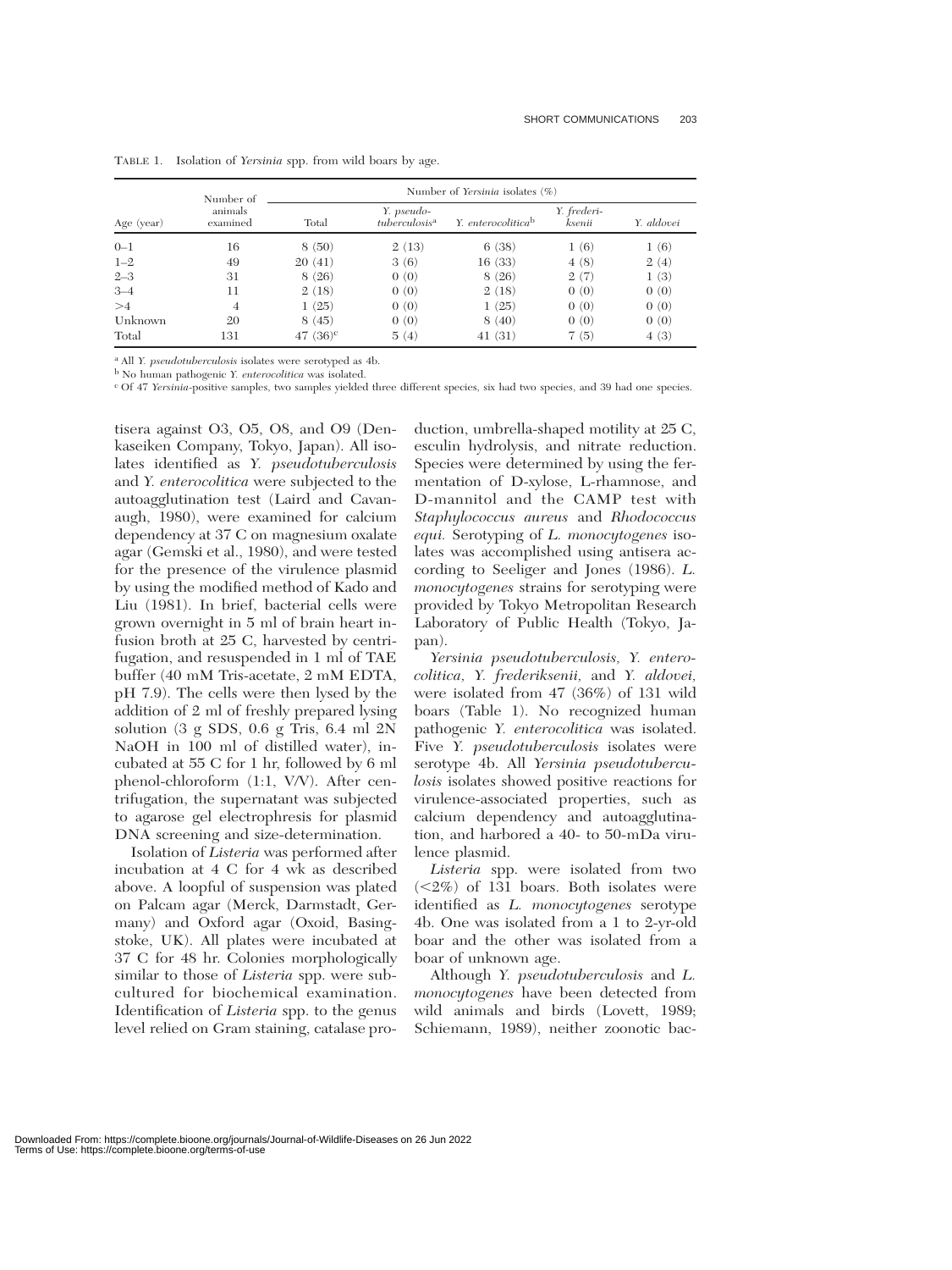TABLE 1. Isolation of *Yersinia* spp. from wild boars by age.

| Age (year) | Number of animals examined | Number of *Yersinia* isolates (%) | | | | |
|---|---|---|---|---|---|---|
| | | Total | *Y. pseudo-tuberculosis*[a] | *Y. enterocolitica*[b] | *Y. frederi-ksenii* | *Y. aldovei* |
| 0–1 | 16 | 8 (50) | 2 (13) | 6 (38) | 1 (6) | 1 (6) |
| 1–2 | 49 | 20 (41) | 3 (6) | 16 (33) | 4 (8) | 2 (4) |
| 2–3 | 31 | 8 (26) | 0 (0) | 8 (26) | 2 (7) | 1 (3) |
| 3–4 | 11 | 2 (18) | 0 (0) | 2 (18) | 0 (0) | 0 (0) |
| >4 | 4 | 1 (25) | 0 (0) | 1 (25) | 0 (0) | 0 (0) |
| Unknown | 20 | 8 (45) | 0 (0) | 8 (40) | 0 (0) | 0 (0) |
| Total | 131 | 47 (36)[c] | 5 (4) | 41 (31) | 7 (5) | 4 (3) |

[a] All *Y. pseudotuberculosis* isolates were serotyped as 4b.

[b] No human pathogenic *Y. enterocolitica* was isolated.

[c] Of 47 *Yersinia*-positive samples, two samples yielded three different species, six had two species, and 39 had one species.

tisera against O3, O5, O8, and O9 (Denkaseiken Company, Tokyo, Japan). All isolates identified as *Y. pseudotuberculosis* and *Y. enterocolitica* were subjected to the autoagglutination test (Laird and Cavanaugh, 1980), were examined for calcium dependency at 37 C on magnesium oxalate agar (Gemski et al., 1980), and were tested for the presence of the virulence plasmid by using the modified method of Kado and Liu (1981). In brief, bacterial cells were grown overnight in 5 ml of brain heart infusion broth at 25 C, harvested by centrifugation, and resuspended in 1 ml of TAE buffer (40 mM Tris-acetate, 2 mM EDTA, pH 7.9). The cells were then lysed by the addition of 2 ml of freshly prepared lysing solution (3 g SDS, 0.6 g Tris, 6.4 ml 2N NaOH in 100 ml of distilled water), incubated at 55 C for 1 hr, followed by 6 ml phenol-chloroform (1:1, V/V). After centrifugation, the supernatant was subjected to agarose gel electrophresis for plasmid DNA screening and size-determination.

Isolation of *Listeria* was performed after incubation at 4 C for 4 wk as described above. A loopful of suspension was plated on Palcam agar (Merck, Darmstadt, Germany) and Oxford agar (Oxoid, Basingstoke, UK). All plates were incubated at 37 C for 48 hr. Colonies morphologically similar to those of *Listeria* spp. were subcultured for biochemical examination. Identification of *Listeria* spp. to the genus level relied on Gram staining, catalase production, umbrella-shaped motility at 25 C, esculin hydrolysis, and nitrate reduction. Species were determined by using the fermentation of D-xylose, L-rhamnose, and D-mannitol and the CAMP test with *Staphylococcus aureus* and *Rhodococcus equi.* Serotyping of *L. monocytogenes* isolates was accomplished using antisera according to Seeliger and Jones (1986). *L. monocytogenes* strains for serotyping were provided by Tokyo Metropolitan Research Laboratory of Public Health (Tokyo, Japan).

*Yersinia pseudotuberculosis, Y. enterocolitica, Y. frederiksenii,* and *Y. aldovei,* were isolated from 47 (36%) of 131 wild boars (Table 1). No recognized human pathogenic *Y. enterocolitica* was isolated. Five *Y. pseudotuberculosis* isolates were serotype 4b. All *Yersinia pseudotuberculosis* isolates showed positive reactions for virulence-associated properties, such as calcium dependency and autoagglutination, and harbored a 40- to 50-mDa virulence plasmid.

*Listeria* spp. were isolated from two (<2%) of 131 boars. Both isolates were identified as *L. monocytogenes* serotype 4b. One was isolated from a 1 to 2-yr-old boar and the other was isolated from a boar of unknown age.

Although *Y. pseudotuberculosis* and *L. monocytogenes* have been detected from wild animals and birds (Lovett, 1989; Schiemann, 1989), neither zoonotic bac-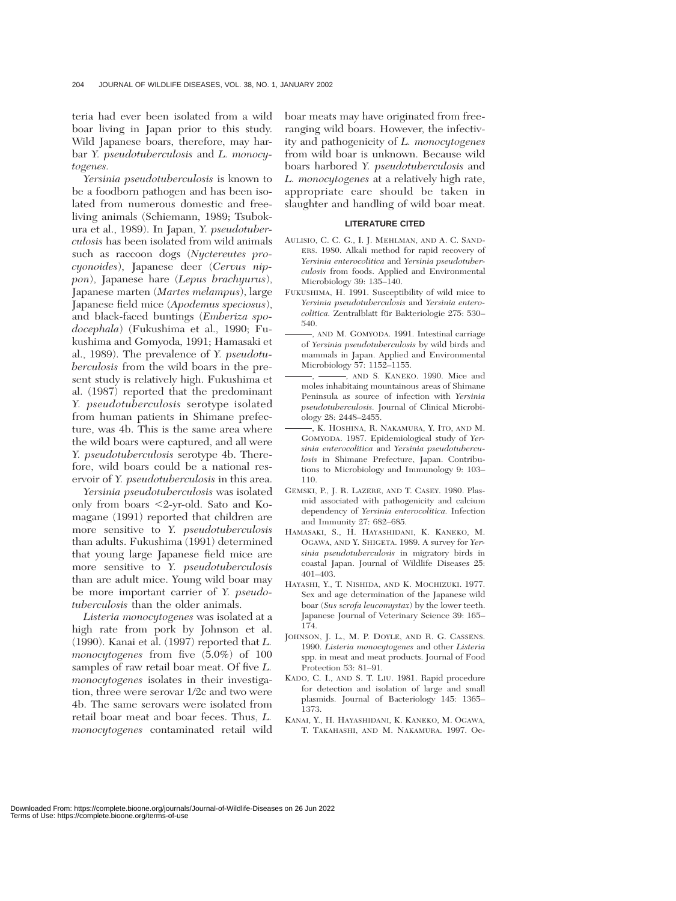teria had ever been isolated from a wild boar living in Japan prior to this study. Wild Japanese boars, therefore, may harbar *Y. pseudotuberculosis* and *L. monocytogenes.*

*Yersinia pseudotuberculosis* is known to be a foodborn pathogen and has been isolated from numerous domestic and freeliving animals (Schiemann, 1989; Tsubokura et al., 1989). In Japan, *Y. pseudotuberculosis* has been isolated from wild animals such as raccoon dogs (*Nyctereutes procyonoides*), Japanese deer (*Cervus nippon*), Japanese hare (*Lepus brachyurus*), Japanese marten (*Martes melampus*), large Japanese field mice (*Apodemus speciosus*), and black-faced buntings (*Emberiza spodocephala*) (Fukushima et al., 1990; Fukushima and Gomyoda, 1991; Hamasaki et al., 1989). The prevalence of *Y. pseudotuberculosis* from the wild boars in the present study is relatively high. Fukushima et al. (1987) reported that the predominant *Y. pseudotuberculosis* serotype isolated from human patients in Shimane prefecture, was 4b. This is the same area where the wild boars were captured, and all were *Y. pseudotuberculosis* serotype 4b. Therefore, wild boars could be a national reservoir of *Y. pseudotuberculosis* in this area.

*Yersinia pseudotuberculosis* was isolated only from boars <2-yr-old. Sato and Komagane (1991) reported that children are more sensitive to *Y. pseudotuberculosis* than adults. Fukushima (1991) determined that young large Japanese field mice are more sensitive to *Y. pseudotuberculosis* than are adult mice. Young wild boar may be more important carrier of *Y. pseudotuberculosis* than the older animals.

*Listeria monocytogenes* was isolated at a high rate from pork by Johnson et al. (1990). Kanai et al. (1997) reported that *L. monocytogenes* from five (5.0%) of 100 samples of raw retail boar meat. Of five *L. monocytogenes* isolates in their investigation, three were serovar 1/2c and two were 4b. The same serovars were isolated from retail boar meat and boar feces. Thus, *L. monocytogenes* contaminated retail wild boar meats may have originated from free-ranging wild boars. However, the infectivity and pathogenicity of *L. monocytogenes* from wild boar is unknown. Because wild boars harbored *Y. pseudotuberculosis* and *L. monocytogenes* at a relatively high rate, appropriate care should be taken in slaughter and handling of wild boar meat.

## LITERATURE CITED

AULISIO, C. C. G., I. J. MEHLMAN, AND A. C. SANDERS. 1980. Alkali method for rapid recovery of *Yersinia enterocolitica* and *Yersinia pseudotuberculosis* from foods. Applied and Environmental Microbiology 39: 135–140.

FUKUSHIMA, H. 1991. Susceptibility of wild mice to *Yersinia pseudotuberculosis* and *Yersinia enterocolitica.* Zentralblatt für Bakteriologie 275: 530–540.

———, AND M. GOMYODA. 1991. Intestinal carriage of *Yersinia pseudotuberculosis* by wild birds and mammals in Japan. Applied and Environmental Microbiology 57: 1152–1155.

———, ———, AND S. KANEKO. 1990. Mice and moles inhabitaing mountainous areas of Shimane Peninsula as source of infection with *Yersinia pseudotuberculosis.* Journal of Clinical Microbiology 28: 2448–2455.

———, K. HOSHINA, R. NAKAMURA, Y. ITO, AND M. GOMYODA. 1987. Epidemiological study of *Yersinia enterocolitica* and *Yersinia pseudotuberculosis* in Shimane Prefecture, Japan. Contributions to Microbiology and Immunology 9: 103–110.

GEMSKI, P., J. R. LAZERE, AND T. CASEY. 1980. Plasmid associated with pathogenicity and calcium dependency of *Yersinia enterocolitica.* Infection and Immunity 27: 682–685.

HAMASAKI, S., H. HAYASHIDANI, K. KANEKO, M. OGAWA, AND Y. SHIGETA. 1989. A survey for *Yersinia pseudotuberculosis* in migratory birds in coastal Japan. Journal of Wildlife Diseases 25: 401–403.

HAYASHI, Y., T. NISHIDA, AND K. MOCHIZUKI. 1977. Sex and age determination of the Japanese wild boar (*Sus scrofa leucomystax*) by the lower teeth. Japanese Journal of Veterinary Science 39: 165–174.

JOHNSON, J. L., M. P. DOYLE, AND R. G. CASSENS. 1990. *Listeria monocytogenes* and other *Listeria* spp. in meat and meat products. Journal of Food Protection 53: 81–91.

KADO, C. I., AND S. T. LIU. 1981. Rapid procedure for detection and isolation of large and small plasmids. Journal of Bacteriology 145: 1365–1373.

KANAI, Y., H. HAYASHIDANI, K. KANEKO, M. OGAWA, T. TAKAHASHI, AND M. NAKAMURA. 1997. Oc-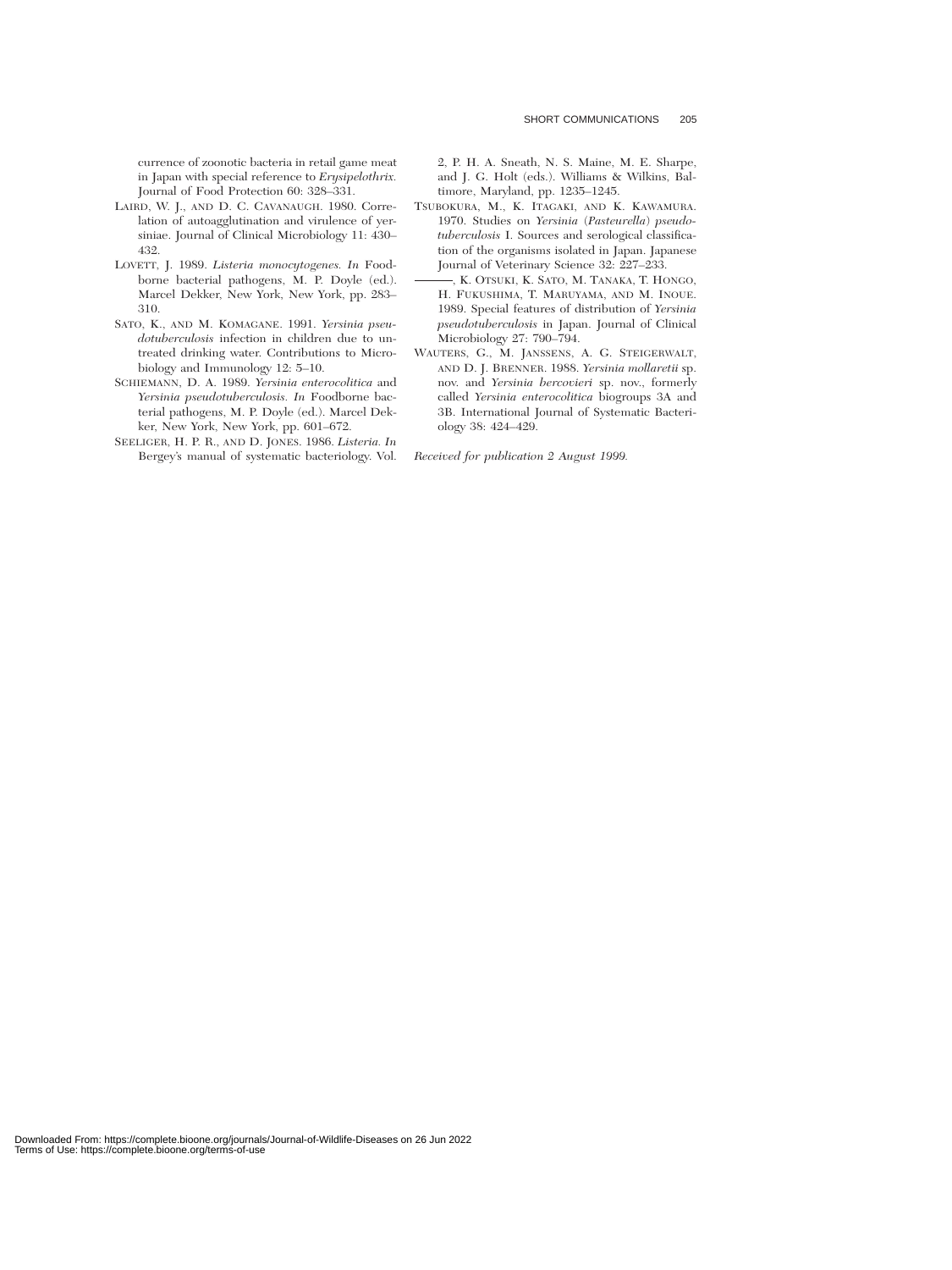currence of zoonotic bacteria in retail game meat in Japan with special reference to *Erysipelothrix.* Journal of Food Protection 60: 328–331.

LAIRD, W. J., AND D. C. CAVANAUGH. 1980. Correlation of autoagglutination and virulence of yersiniae. Journal of Clinical Microbiology 11: 430–432.

LOVETT, J. 1989. *Listeria monocytogenes. In* Foodborne bacterial pathogens, M. P. Doyle (ed.). Marcel Dekker, New York, New York, pp. 283–310.

SATO, K., AND M. KOMAGANE. 1991. *Yersinia pseudotuberculosis* infection in children due to untreated drinking water. Contributions to Microbiology and Immunology 12: 5–10.

SCHIEMANN, D. A. 1989. *Yersinia enterocolitica* and *Yersinia pseudotuberculosis. In* Foodborne bacterial pathogens, M. P. Doyle (ed.). Marcel Dekker, New York, New York, pp. 601–672.

SEELIGER, H. P. R., AND D. JONES. 1986. *Listeria. In* Bergey's manual of systematic bacteriology. Vol. 2, P. H. A. Sneath, N. S. Maine, M. E. Sharpe, and J. G. Holt (eds.). Williams & Wilkins, Baltimore, Maryland, pp. 1235–1245.

TSUBOKURA, M., K. ITAGAKI, AND K. KAWAMURA. 1970. Studies on *Yersinia* (*Pasteurella*) *pseudotuberculosis* I. Sources and serological classification of the organisms isolated in Japan. Japanese Journal of Veterinary Science 32: 227–233.

———, K. OTSUKI, K. SATO, M. TANAKA, T. HONGO, H. FUKUSHIMA, T. MARUYAMA, AND M. INOUE. 1989. Special features of distribution of *Yersinia pseudotuberculosis* in Japan. Journal of Clinical Microbiology 27: 790–794.

WAUTERS, G., M. JANSSENS, A. G. STEIGERWALT, AND D. J. BRENNER. 1988. *Yersinia mollaretii* sp. nov. and *Yersinia bercovieri* sp. nov., formerly called *Yersinia enterocolitica* biogroups 3A and 3B. International Journal of Systematic Bacteriology 38: 424–429.

*Received for publication 2 August 1999.*